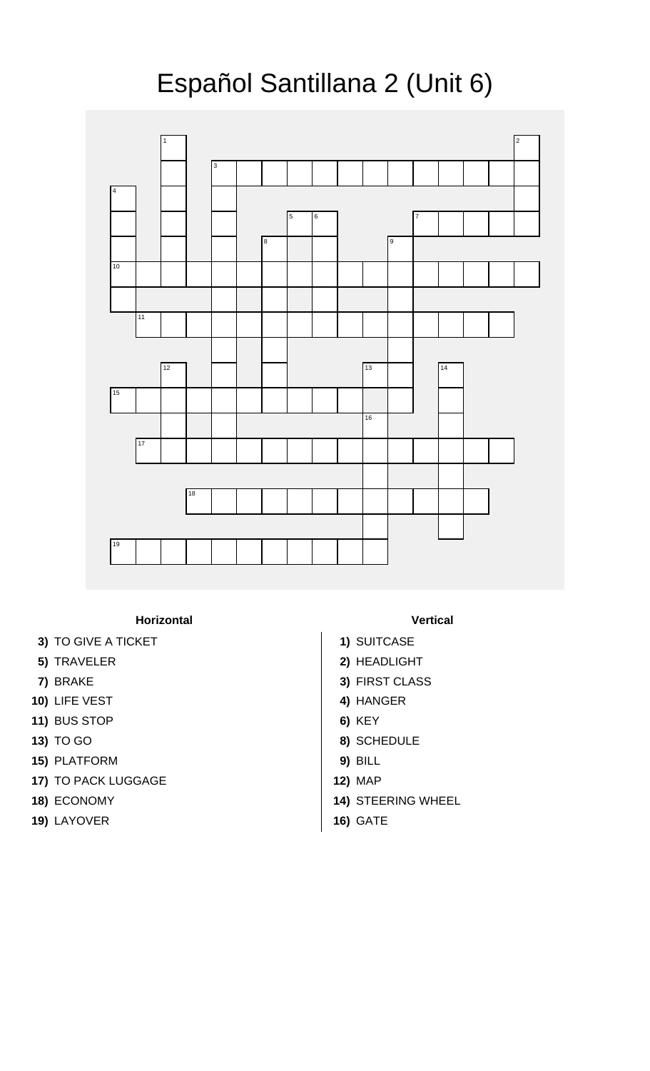# Español Santillana 2 (Unit 6)

### Horizontal

**3)** TO GIVE A TICKET
**5)** TRAVELER
**7)** BRAKE
**10)** LIFE VEST
**11)** BUS STOP
**13)** TO GO
**15)** PLATFORM
**17)** TO PACK LUGGAGE
**18)** ECONOMY
**19)** LAYOVER

### Vertical

**1)** SUITCASE
**2)** HEADLIGHT
**3)** FIRST CLASS
**4)** HANGER
**6)** KEY
**8)** SCHEDULE
**9)** BILL
**12)** MAP
**14)** STEERING WHEEL
**16)** GATE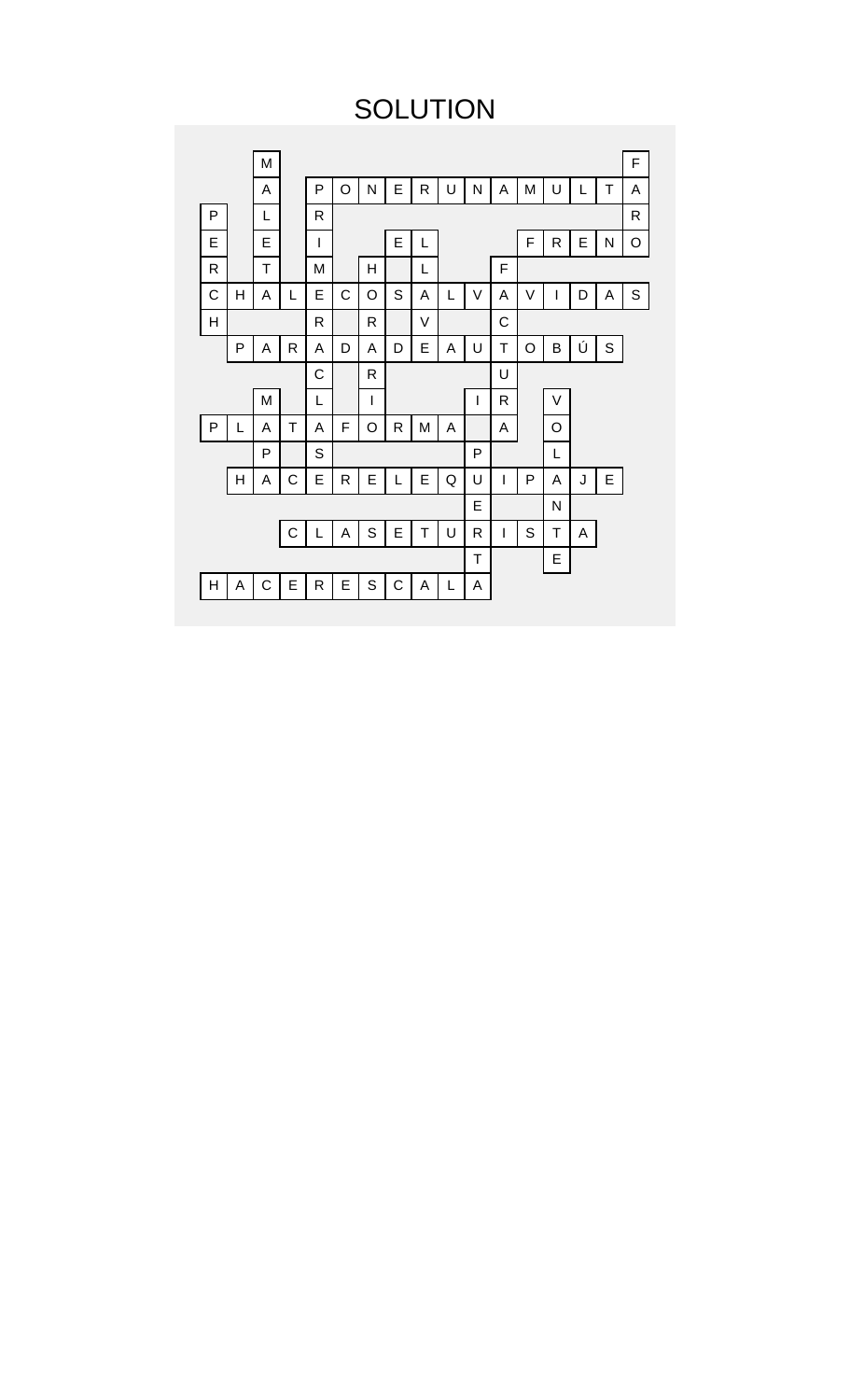# SOLUTION

| | | | | | | | | | | | | | | | | |
|---|---|---|---|---|---|---|---|---|---|---|---|---|---|---|---|---|
| | | M | | | | | | | | | | | | | | F |
| | | A | | P | O | N | E | R | U | N | A | M | U | L | T | A |
| P | | L | | R | | | | | | | | | | | | R |
| E | | E | | I | | | E | L | | | | F | R | E | N | O |
| R | | T | | M | | H | | L | | | F | | | | | |
| C | H | A | L | E | C | O | S | A | L | V | A | V | I | D | A | S |
| H | | | | R | | R | | V | | | C | | | | | |
| | P | A | R | A | D | A | D | E | A | U | T | O | B | Ú | S | |
| | | | | C | | R | | | | | U | | | | | |
| | | M | | L | | I | | | | I | R | | V | | | |
| P | L | A | T | A | F | O | R | M | A | | A | | O | | | |
| | | P | | S | | | | | | P | | | L | | | |
| | H | A | C | E | R | E | L | E | Q | U | I | P | A | J | E | |
| | | | | | | | | | | E | | | N | | | |
| | | | C | L | A | S | E | T | U | R | I | S | T | A | | |
| | | | | | | | | | | T | | | E | | | |
| H | A | C | E | R | E | S | C | A | L | A | | | | | | |